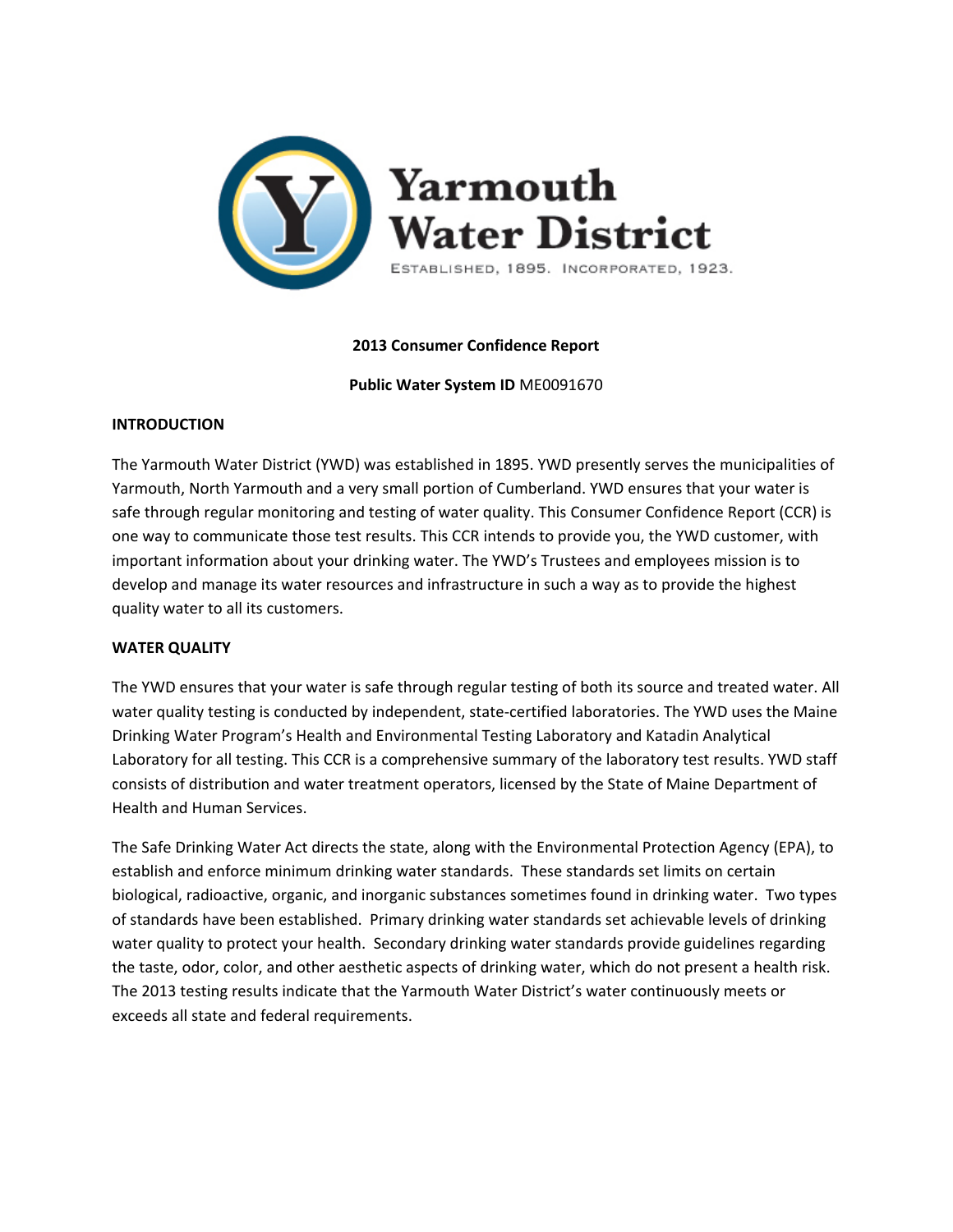# Yarmouth Water District

ESTABLISHED, 1895. INCORPORATED, 1923.

**2013 Consumer Confidence Report**

**Public Water System ID** ME0091670

## INTRODUCTION

The Yarmouth Water District (YWD) was established in 1895. YWD presently serves the municipalities of Yarmouth, North Yarmouth and a very small portion of Cumberland. YWD ensures that your water is safe through regular monitoring and testing of water quality. This Consumer Confidence Report (CCR) is one way to communicate those test results. This CCR intends to provide you, the YWD customer, with important information about your drinking water. The YWD's Trustees and employees mission is to develop and manage its water resources and infrastructure in such a way as to provide the highest quality water to all its customers.

## WATER QUALITY

The YWD ensures that your water is safe through regular testing of both its source and treated water. All water quality testing is conducted by independent, state-certified laboratories. The YWD uses the Maine Drinking Water Program's Health and Environmental Testing Laboratory and Katadin Analytical Laboratory for all testing. This CCR is a comprehensive summary of the laboratory test results. YWD staff consists of distribution and water treatment operators, licensed by the State of Maine Department of Health and Human Services.

The Safe Drinking Water Act directs the state, along with the Environmental Protection Agency (EPA), to establish and enforce minimum drinking water standards. These standards set limits on certain biological, radioactive, organic, and inorganic substances sometimes found in drinking water. Two types of standards have been established. Primary drinking water standards set achievable levels of drinking water quality to protect your health. Secondary drinking water standards provide guidelines regarding the taste, odor, color, and other aesthetic aspects of drinking water, which do not present a health risk. The 2013 testing results indicate that the Yarmouth Water District's water continuously meets or exceeds all state and federal requirements.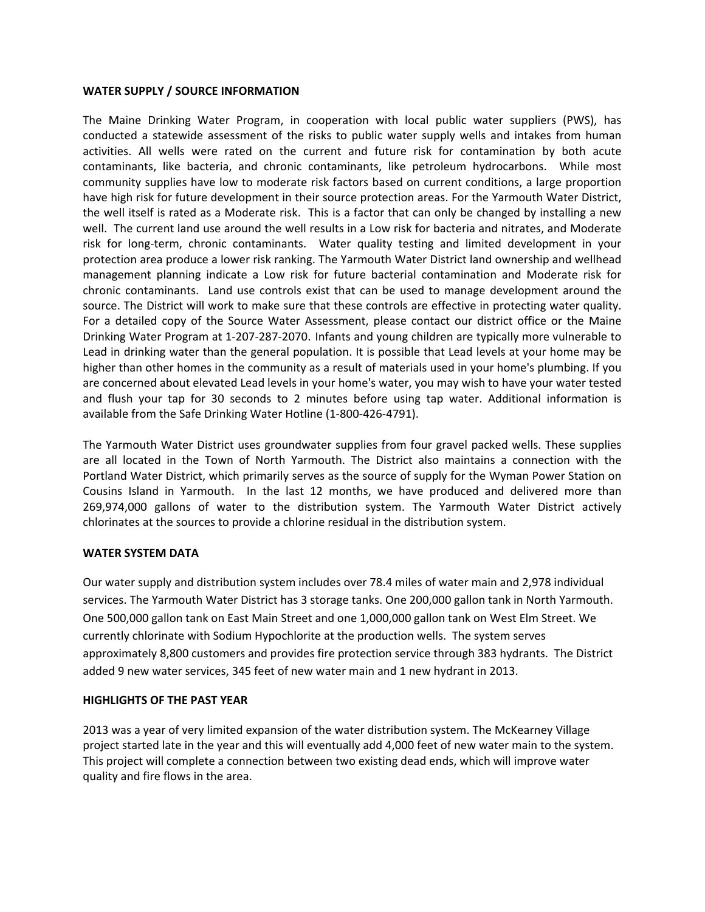**WATER SUPPLY / SOURCE INFORMATION**

The Maine Drinking Water Program, in cooperation with local public water suppliers (PWS), has conducted a statewide assessment of the risks to public water supply wells and intakes from human activities. All wells were rated on the current and future risk for contamination by both acute contaminants, like bacteria, and chronic contaminants, like petroleum hydrocarbons. While most community supplies have low to moderate risk factors based on current conditions, a large proportion have high risk for future development in their source protection areas. For the Yarmouth Water District, the well itself is rated as a Moderate risk. This is a factor that can only be changed by installing a new well. The current land use around the well results in a Low risk for bacteria and nitrates, and Moderate risk for long-term, chronic contaminants. Water quality testing and limited development in your protection area produce a lower risk ranking. The Yarmouth Water District land ownership and wellhead management planning indicate a Low risk for future bacterial contamination and Moderate risk for chronic contaminants. Land use controls exist that can be used to manage development around the source. The District will work to make sure that these controls are effective in protecting water quality. For a detailed copy of the Source Water Assessment, please contact our district office or the Maine Drinking Water Program at 1-207-287-2070. Infants and young children are typically more vulnerable to Lead in drinking water than the general population. It is possible that Lead levels at your home may be higher than other homes in the community as a result of materials used in your home's plumbing. If you are concerned about elevated Lead levels in your home's water, you may wish to have your water tested and flush your tap for 30 seconds to 2 minutes before using tap water. Additional information is available from the Safe Drinking Water Hotline (1-800-426-4791).

The Yarmouth Water District uses groundwater supplies from four gravel packed wells. These supplies are all located in the Town of North Yarmouth. The District also maintains a connection with the Portland Water District, which primarily serves as the source of supply for the Wyman Power Station on Cousins Island in Yarmouth. In the last 12 months, we have produced and delivered more than 269,974,000 gallons of water to the distribution system. The Yarmouth Water District actively chlorinates at the sources to provide a chlorine residual in the distribution system.

**WATER SYSTEM DATA**

Our water supply and distribution system includes over 78.4 miles of water main and 2,978 individual services. The Yarmouth Water District has 3 storage tanks. One 200,000 gallon tank in North Yarmouth. One 500,000 gallon tank on East Main Street and one 1,000,000 gallon tank on West Elm Street. We currently chlorinate with Sodium Hypochlorite at the production wells. The system serves approximately 8,800 customers and provides fire protection service through 383 hydrants. The District added 9 new water services, 345 feet of new water main and 1 new hydrant in 2013.

**HIGHLIGHTS OF THE PAST YEAR**

2013 was a year of very limited expansion of the water distribution system. The McKearney Village project started late in the year and this will eventually add 4,000 feet of new water main to the system. This project will complete a connection between two existing dead ends, which will improve water quality and fire flows in the area.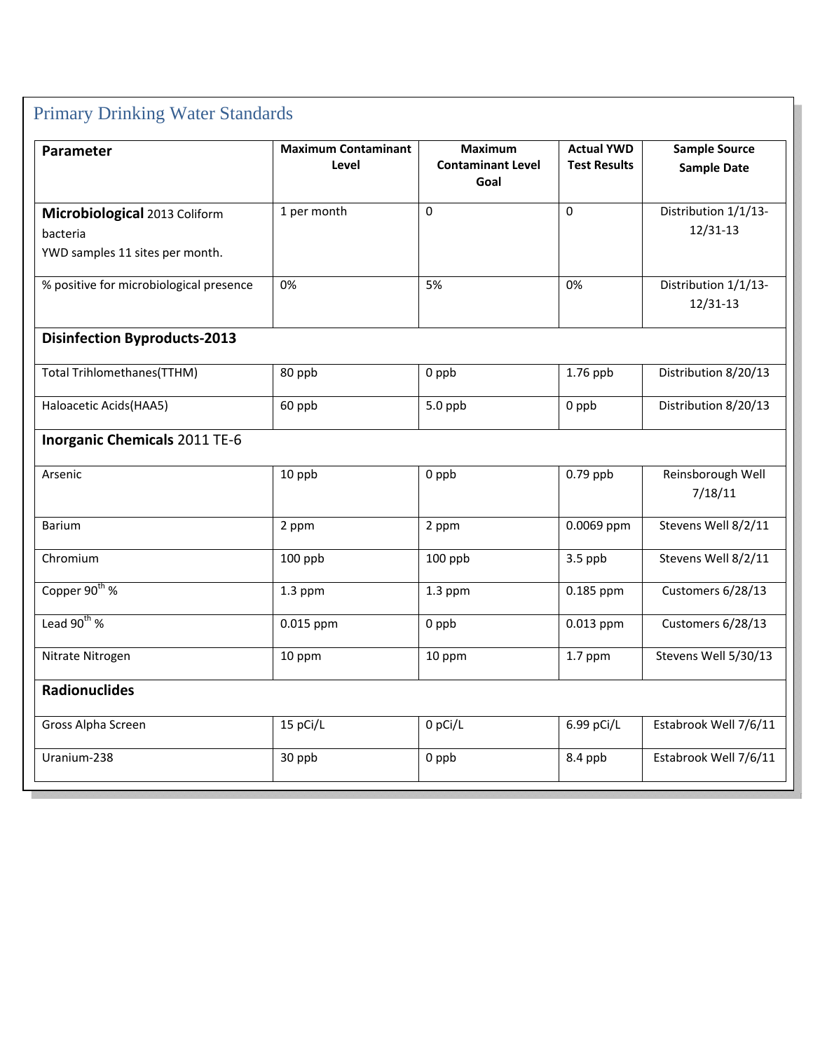## Primary Drinking Water Standards

| Parameter | Maximum Contaminant Level | Maximum Contaminant Level Goal | Actual YWD Test Results | Sample Source Sample Date |
|---|---|---|---|---|
| **Microbiological** 2013 Coliform bacteria YWD samples 11 sites per month. | 1 per month | 0 | 0 | Distribution 1/1/13-12/31-13 |
| % positive for microbiological presence | 0% | 5% | 0% | Distribution 1/1/13-12/31-13 |
| **Disinfection Byproducts-2013** | | | | |
| Total Trihlomethanes(TTHM) | 80 ppb | 0 ppb | 1.76 ppb | Distribution 8/20/13 |
| Haloacetic Acids(HAA5) | 60 ppb | 5.0 ppb | 0 ppb | Distribution 8/20/13 |
| **Inorganic Chemicals** 2011 TE-6 | | | | |
| Arsenic | 10 ppb | 0 ppb | 0.79 ppb | Reinsborough Well 7/18/11 |
| Barium | 2 ppm | 2 ppm | 0.0069 ppm | Stevens Well 8/2/11 |
| Chromium | 100 ppb | 100 ppb | 3.5 ppb | Stevens Well 8/2/11 |
| Copper $90^{th}$ % | 1.3 ppm | 1.3 ppm | 0.185 ppm | Customers 6/28/13 |
| Lead $90^{th}$ % | 0.015 ppm | 0 ppb | 0.013 ppm | Customers 6/28/13 |
| Nitrate Nitrogen | 10 ppm | 10 ppm | 1.7 ppm | Stevens Well 5/30/13 |
| **Radionuclides** | | | | |
| Gross Alpha Screen | 15 pCi/L | 0 pCi/L | 6.99 pCi/L | Estabrook Well 7/6/11 |
| Uranium-238 | 30 ppb | 0 ppb | 8.4 ppb | Estabrook Well 7/6/11 |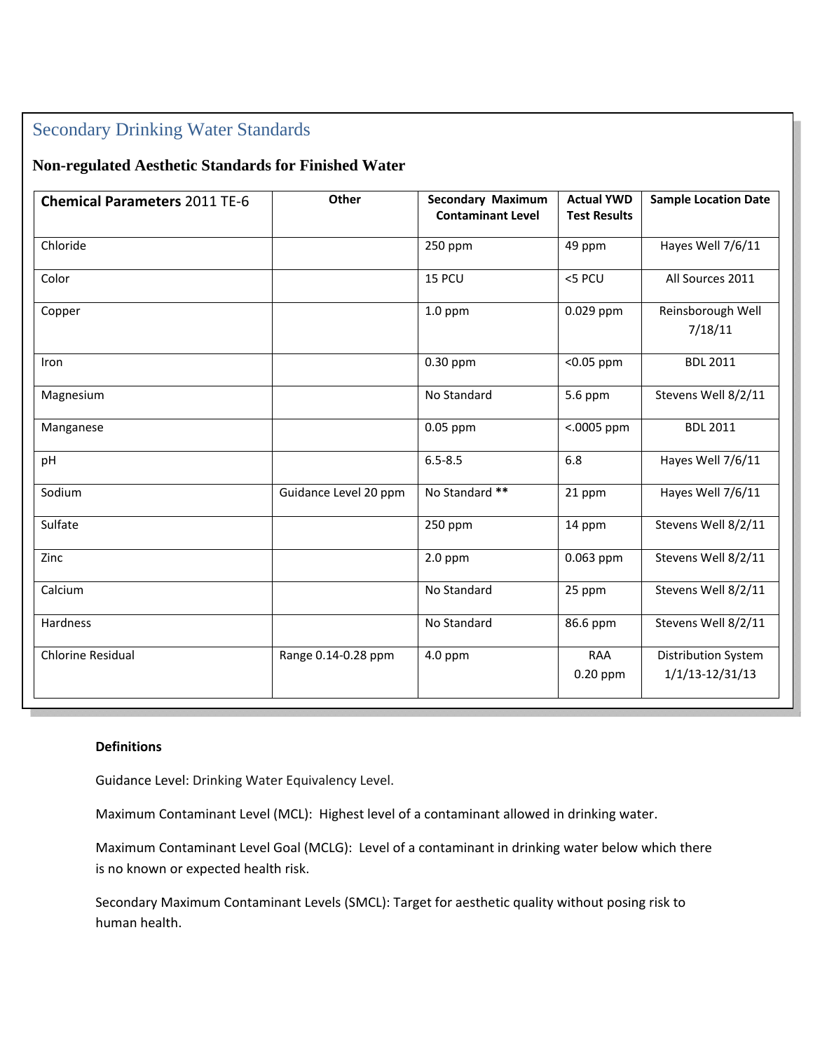## Secondary Drinking Water Standards

### Non-regulated Aesthetic Standards for Finished Water

| **Chemical Parameters** 2011 TE-6 | **Other** | **Secondary Maximum Contaminant Level** | **Actual YWD Test Results** | **Sample Location Date** |
|---|---|---|---|---|
| Chloride | | 250 ppm | 49 ppm | Hayes Well 7/6/11 |
| Color | | 15 PCU | <5 PCU | All Sources 2011 |
| Copper | | 1.0 ppm | 0.029 ppm | Reinsborough Well 7/18/11 |
| Iron | | 0.30 ppm | <0.05 ppm | BDL 2011 |
| Magnesium | | No Standard | 5.6 ppm | Stevens Well 8/2/11 |
| Manganese | | 0.05 ppm | <.0005 ppm | BDL 2011 |
| pH | | 6.5-8.5 | 6.8 | Hayes Well 7/6/11 |
| Sodium | Guidance Level 20 ppm | No Standard ** | 21 ppm | Hayes Well 7/6/11 |
| Sulfate | | 250 ppm | 14 ppm | Stevens Well 8/2/11 |
| Zinc | | 2.0 ppm | 0.063 ppm | Stevens Well 8/2/11 |
| Calcium | | No Standard | 25 ppm | Stevens Well 8/2/11 |
| Hardness | | No Standard | 86.6 ppm | Stevens Well 8/2/11 |
| Chlorine Residual | Range 0.14-0.28 ppm | 4.0 ppm | RAA 0.20 ppm | Distribution System 1/1/13-12/31/13 |

**Definitions**

Guidance Level: Drinking Water Equivalency Level.

Maximum Contaminant Level (MCL): Highest level of a contaminant allowed in drinking water.

Maximum Contaminant Level Goal (MCLG): Level of a contaminant in drinking water below which there is no known or expected health risk.

Secondary Maximum Contaminant Levels (SMCL): Target for aesthetic quality without posing risk to human health.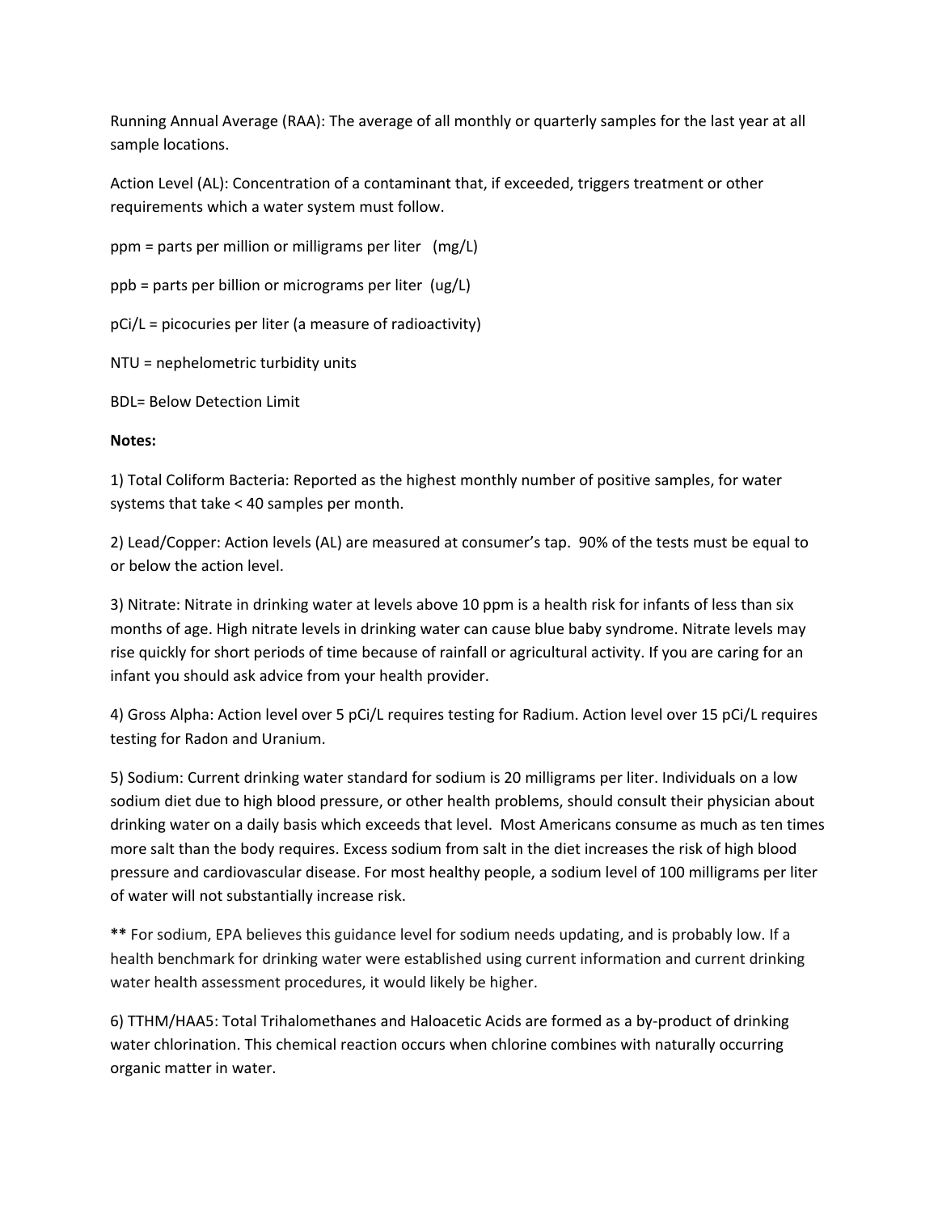Running Annual Average (RAA): The average of all monthly or quarterly samples for the last year at all sample locations.

Action Level (AL): Concentration of a contaminant that, if exceeded, triggers treatment or other requirements which a water system must follow.

ppm = parts per million or milligrams per liter (mg/L)

ppb = parts per billion or micrograms per liter (ug/L)

pCi/L = picocuries per liter (a measure of radioactivity)

NTU = nephelometric turbidity units

BDL= Below Detection Limit

**Notes:**

1) Total Coliform Bacteria: Reported as the highest monthly number of positive samples, for water systems that take < 40 samples per month.

2) Lead/Copper: Action levels (AL) are measured at consumer's tap. 90% of the tests must be equal to or below the action level.

3) Nitrate: Nitrate in drinking water at levels above 10 ppm is a health risk for infants of less than six months of age. High nitrate levels in drinking water can cause blue baby syndrome. Nitrate levels may rise quickly for short periods of time because of rainfall or agricultural activity. If you are caring for an infant you should ask advice from your health provider.

4) Gross Alpha: Action level over 5 pCi/L requires testing for Radium. Action level over 15 pCi/L requires testing for Radon and Uranium.

5) Sodium: Current drinking water standard for sodium is 20 milligrams per liter. Individuals on a low sodium diet due to high blood pressure, or other health problems, should consult their physician about drinking water on a daily basis which exceeds that level. Most Americans consume as much as ten times more salt than the body requires. Excess sodium from salt in the diet increases the risk of high blood pressure and cardiovascular disease. For most healthy people, a sodium level of 100 milligrams per liter of water will not substantially increase risk.

**\*\*** For sodium, EPA believes this guidance level for sodium needs updating, and is probably low. If a health benchmark for drinking water were established using current information and current drinking water health assessment procedures, it would likely be higher.

6) TTHM/HAA5: Total Trihalomethanes and Haloacetic Acids are formed as a by-product of drinking water chlorination. This chemical reaction occurs when chlorine combines with naturally occurring organic matter in water.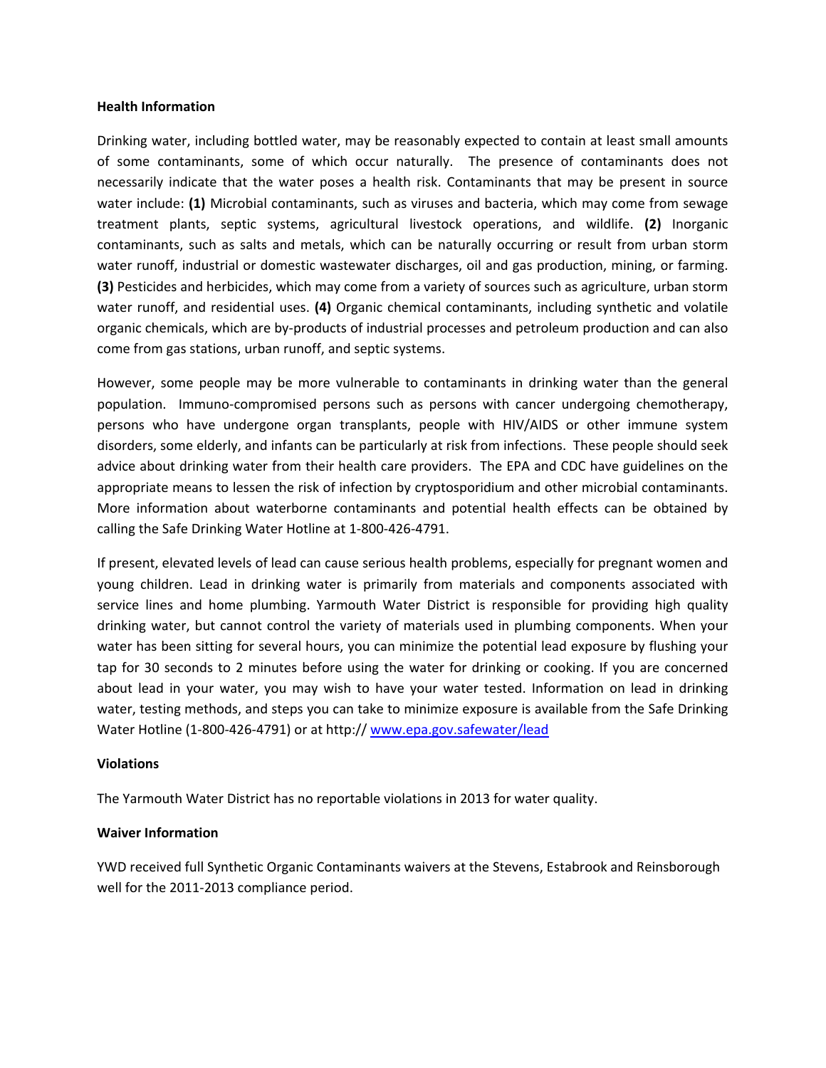**Health Information**

Drinking water, including bottled water, may be reasonably expected to contain at least small amounts of some contaminants, some of which occur naturally. The presence of contaminants does not necessarily indicate that the water poses a health risk. Contaminants that may be present in source water include: **(1)** Microbial contaminants, such as viruses and bacteria, which may come from sewage treatment plants, septic systems, agricultural livestock operations, and wildlife. **(2)** Inorganic contaminants, such as salts and metals, which can be naturally occurring or result from urban storm water runoff, industrial or domestic wastewater discharges, oil and gas production, mining, or farming. **(3)** Pesticides and herbicides, which may come from a variety of sources such as agriculture, urban storm water runoff, and residential uses. **(4)** Organic chemical contaminants, including synthetic and volatile organic chemicals, which are by-products of industrial processes and petroleum production and can also come from gas stations, urban runoff, and septic systems.

However, some people may be more vulnerable to contaminants in drinking water than the general population. Immuno-compromised persons such as persons with cancer undergoing chemotherapy, persons who have undergone organ transplants, people with HIV/AIDS or other immune system disorders, some elderly, and infants can be particularly at risk from infections. These people should seek advice about drinking water from their health care providers. The EPA and CDC have guidelines on the appropriate means to lessen the risk of infection by cryptosporidium and other microbial contaminants. More information about waterborne contaminants and potential health effects can be obtained by calling the Safe Drinking Water Hotline at 1-800-426-4791.

If present, elevated levels of lead can cause serious health problems, especially for pregnant women and young children. Lead in drinking water is primarily from materials and components associated with service lines and home plumbing. Yarmouth Water District is responsible for providing high quality drinking water, but cannot control the variety of materials used in plumbing components. When your water has been sitting for several hours, you can minimize the potential lead exposure by flushing your tap for 30 seconds to 2 minutes before using the water for drinking or cooking. If you are concerned about lead in your water, you may wish to have your water tested. Information on lead in drinking water, testing methods, and steps you can take to minimize exposure is available from the Safe Drinking Water Hotline (1-800-426-4791) or at http:// www.epa.gov.safewater/lead

**Violations**

The Yarmouth Water District has no reportable violations in 2013 for water quality.

**Waiver Information**

YWD received full Synthetic Organic Contaminants waivers at the Stevens, Estabrook and Reinsborough well for the 2011-2013 compliance period.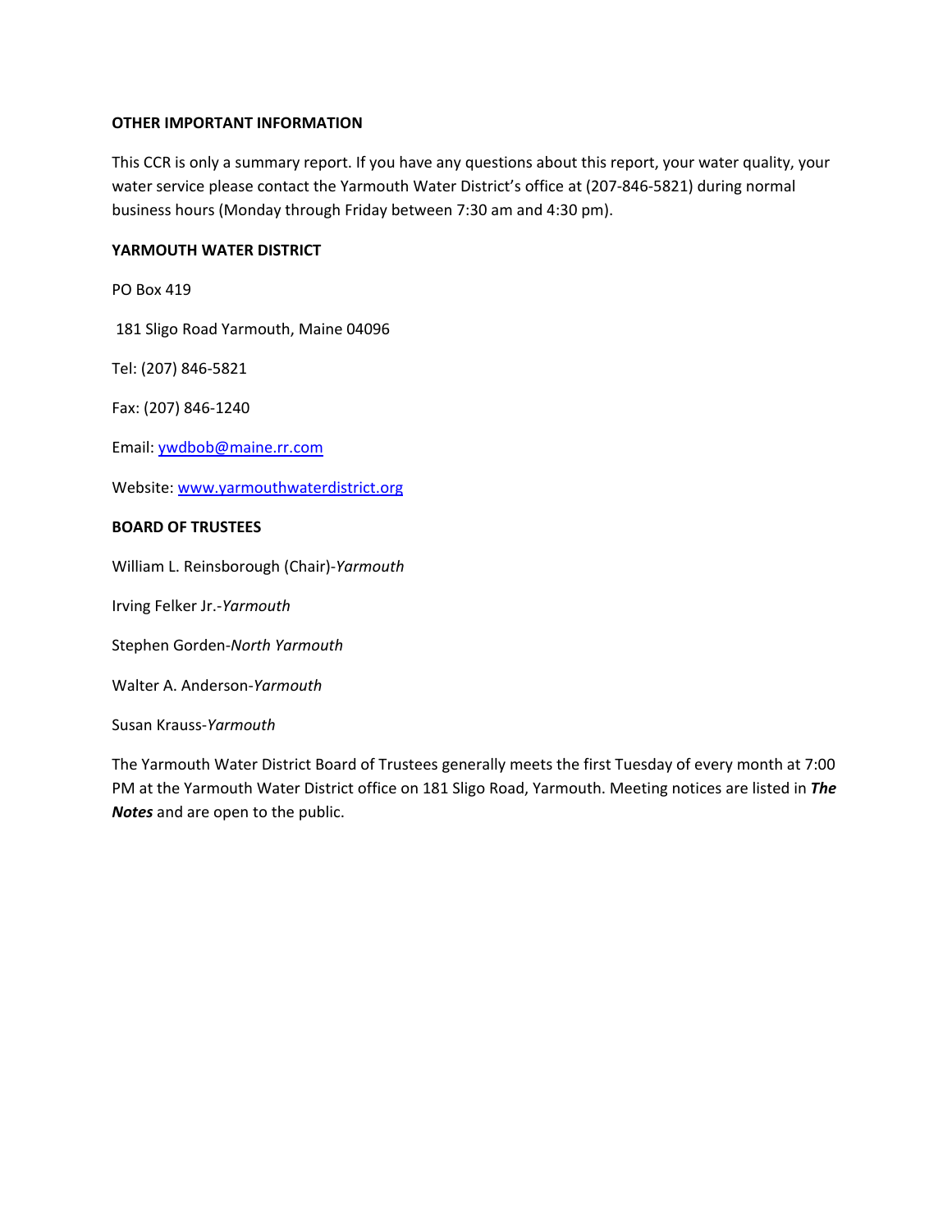**OTHER IMPORTANT INFORMATION**

This CCR is only a summary report. If you have any questions about this report, your water quality, your water service please contact the Yarmouth Water District's office at (207-846-5821) during normal business hours (Monday through Friday between 7:30 am and 4:30 pm).

**YARMOUTH WATER DISTRICT**

PO Box 419

181 Sligo Road Yarmouth, Maine 04096

Tel: (207) 846-5821

Fax: (207) 846-1240

Email: ywdbob@maine.rr.com

Website: www.yarmouthwaterdistrict.org

**BOARD OF TRUSTEES**

William L. Reinsborough (Chair)-*Yarmouth*

Irving Felker Jr.-*Yarmouth*

Stephen Gorden-*North Yarmouth*

Walter A. Anderson-*Yarmouth*

Susan Krauss-*Yarmouth*

The Yarmouth Water District Board of Trustees generally meets the first Tuesday of every month at 7:00 PM at the Yarmouth Water District office on 181 Sligo Road, Yarmouth. Meeting notices are listed in ***The Notes*** and are open to the public.